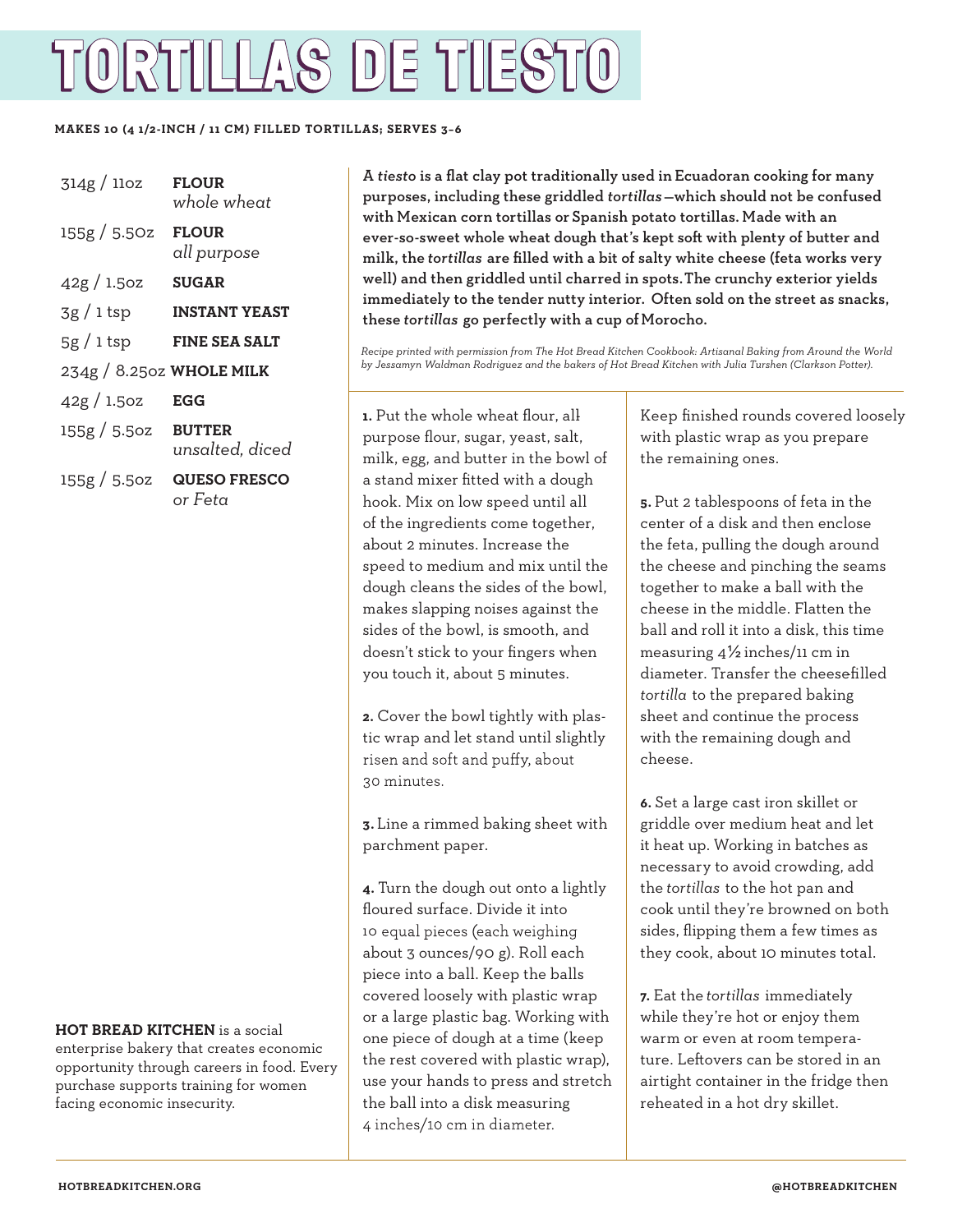# TORTILLAS DE TIESTO

**MAKES 10 (4 1/2-INCH / 11 CM) FILLED TORTILLAS; SERVES 3–6**

| | |
|---|---|
| 314g / 11oz | **FLOUR** *whole wheat* |
| 155g / 5.5Oz | **FLOUR** *all purpose* |
| 42g / 1.5oz | **SUGAR** |
| 3g / 1 tsp | **INSTANT YEAST** |
| 5g / 1 tsp | **FINE SEA SALT** |
| 234g / 8.25oz | **WHOLE MILK** |
| 42g / 1.5oz | **EGG** |
| 155g / 5.5oz | **BUTTER** *unsalted, diced* |
| 155g / 5.5oz | **QUESO FRESCO** *or Feta* |

**A *tiesto* is a flat clay pot traditionally used in Ecuadoran cooking for many purposes, including these griddled *tortillas*—which should not be confused with Mexican corn tortillas or Spanish potato tortillas. Made with an ever-so-sweet whole wheat dough that's kept soft with plenty of butter and milk, the *tortillas* are filled with a bit of salty white cheese (feta works very well) and then griddled until charred in spots. The crunchy exterior yields immediately to the tender nutty interior. Often sold on the street as snacks, these *tortillas* go perfectly with a cup of Morocho.**

*Recipe printed with permission from The Hot Bread Kitchen Cookbook: Artisanal Baking from Around the World by Jessamyn Waldman Rodriguez and the bakers of Hot Bread Kitchen with Julia Turshen (Clarkson Potter).*

**1.** Put the whole wheat flour, all-purpose flour, sugar, yeast, salt, milk, egg, and butter in the bowl of a stand mixer fitted with a dough hook. Mix on low speed until all of the ingredients come together, about 2 minutes. Increase the speed to medium and mix until the dough cleans the sides of the bowl, makes slapping noises against the sides of the bowl, is smooth, and doesn't stick to your fingers when you touch it, about 5 minutes.

**2.** Cover the bowl tightly with plastic wrap and let stand until slightly risen and soft and puffy, about 30 minutes.

**3.** Line a rimmed baking sheet with parchment paper.

**4.** Turn the dough out onto a lightly floured surface. Divide it into 10 equal pieces (each weighing about 3 ounces/90 g). Roll each piece into a ball. Keep the balls covered loosely with plastic wrap or a large plastic bag. Working with one piece of dough at a time (keep the rest covered with plastic wrap), use your hands to press and stretch the ball into a disk measuring 4 inches/10 cm in diameter. Keep finished rounds covered loosely with plastic wrap as you prepare the remaining ones.

**5.** Put 2 tablespoons of feta in the center of a disk and then enclose the feta, pulling the dough around the cheese and pinching the seams together to make a ball with the cheese in the middle. Flatten the ball and roll it into a disk, this time measuring 4½ inches/11 cm in diameter. Transfer the cheesefilled *tortilla* to the prepared baking sheet and continue the process with the remaining dough and cheese.

**6.** Set a large cast iron skillet or griddle over medium heat and let it heat up. Working in batches as necessary to avoid crowding, add the *tortillas* to the hot pan and cook until they're browned on both sides, flipping them a few times as they cook, about 10 minutes total.

**7.** Eat the *tortillas* immediately while they're hot or enjoy them warm or even at room temperature. Leftovers can be stored in an airtight container in the fridge then reheated in a hot dry skillet.

**HOT BREAD KITCHEN** is a social enterprise bakery that creates economic opportunity through careers in food. Every purchase supports training for women facing economic insecurity.

**HOTBREADKITCHEN.ORG** **@HOTBREADKITCHEN**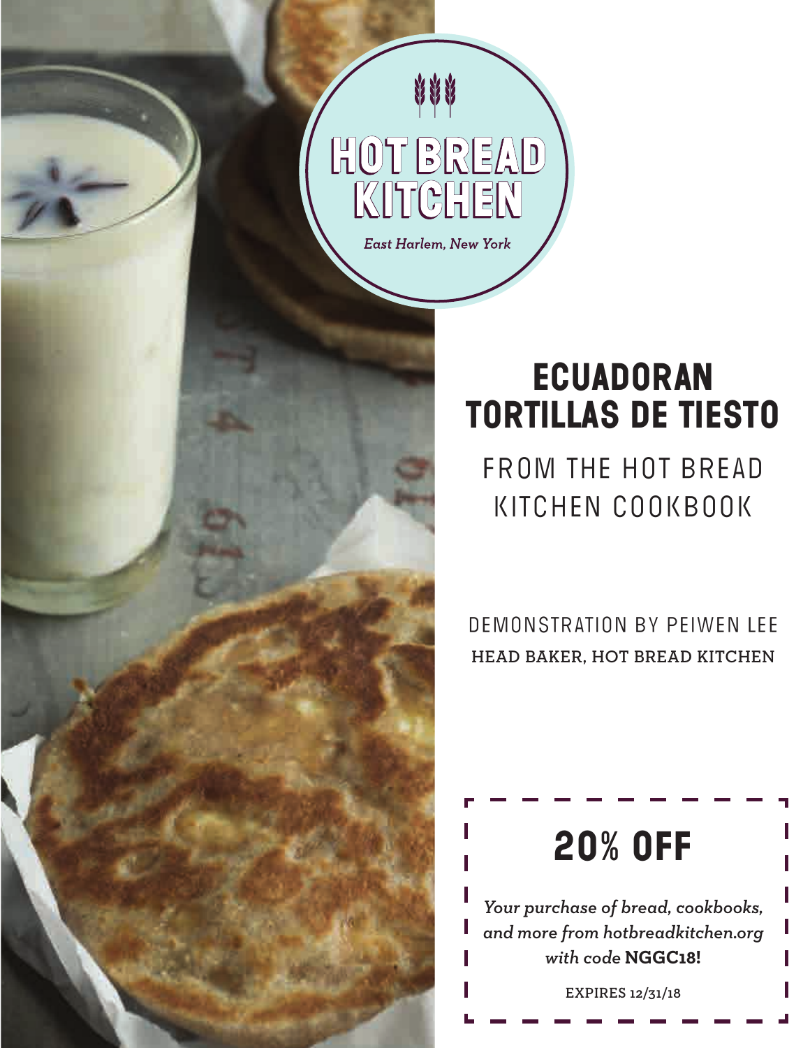HOT BREAD KITCHEN

*East Harlem, New York*

# ECUADORAN TORTILLAS DE TIESTO

## FROM THE HOT BREAD KITCHEN COOKBOOK

DEMONSTRATION BY PEIWEN LEE

**HEAD BAKER, HOT BREAD KITCHEN**

## 20% OFF

*Your purchase of bread, cookbooks, and more from hotbreadkitchen.org with code* **NGGC18!**

EXPIRES 12/31/18